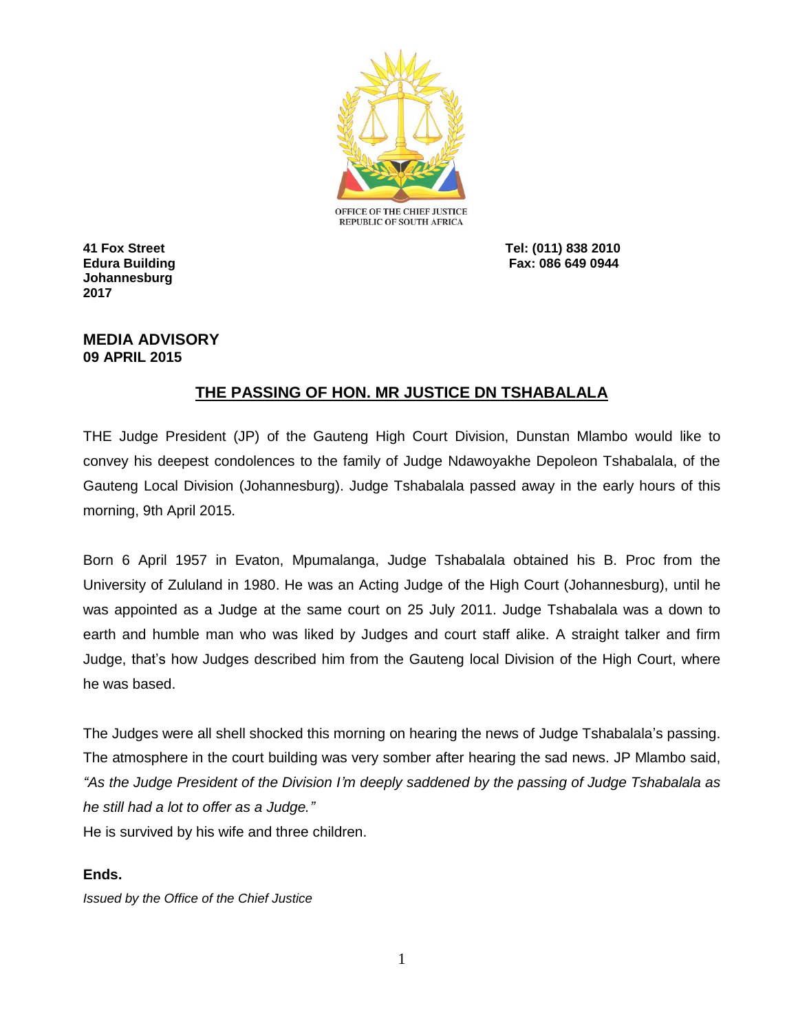OFFICE OF THE CHIEF JUSTICE
REPUBLIC OF SOUTH AFRICA

**41 Fox Street**
**Edura Building**
**Johannesburg**
**2017**

**Tel: (011) 838 2010**
**Fax: 086 649 0944**

**MEDIA ADVISORY**
**09 APRIL 2015**

## THE PASSING OF HON. MR JUSTICE DN TSHABALALA

THE Judge President (JP) of the Gauteng High Court Division, Dunstan Mlambo would like to convey his deepest condolences to the family of Judge Ndawoyakhe Depoleon Tshabalala, of the Gauteng Local Division (Johannesburg). Judge Tshabalala passed away in the early hours of this morning, 9th April 2015.

Born 6 April 1957 in Evaton, Mpumalanga, Judge Tshabalala obtained his B. Proc from the University of Zululand in 1980. He was an Acting Judge of the High Court (Johannesburg), until he was appointed as a Judge at the same court on 25 July 2011. Judge Tshabalala was a down to earth and humble man who was liked by Judges and court staff alike. A straight talker and firm Judge, that's how Judges described him from the Gauteng local Division of the High Court, where he was based.

The Judges were all shell shocked this morning on hearing the news of Judge Tshabalala's passing. The atmosphere in the court building was very somber after hearing the sad news. JP Mlambo said, *"As the Judge President of the Division I'm deeply saddened by the passing of Judge Tshabalala as he still had a lot to offer as a Judge."*
He is survived by his wife and three children.

**Ends.**
*Issued by the Office of the Chief Justice*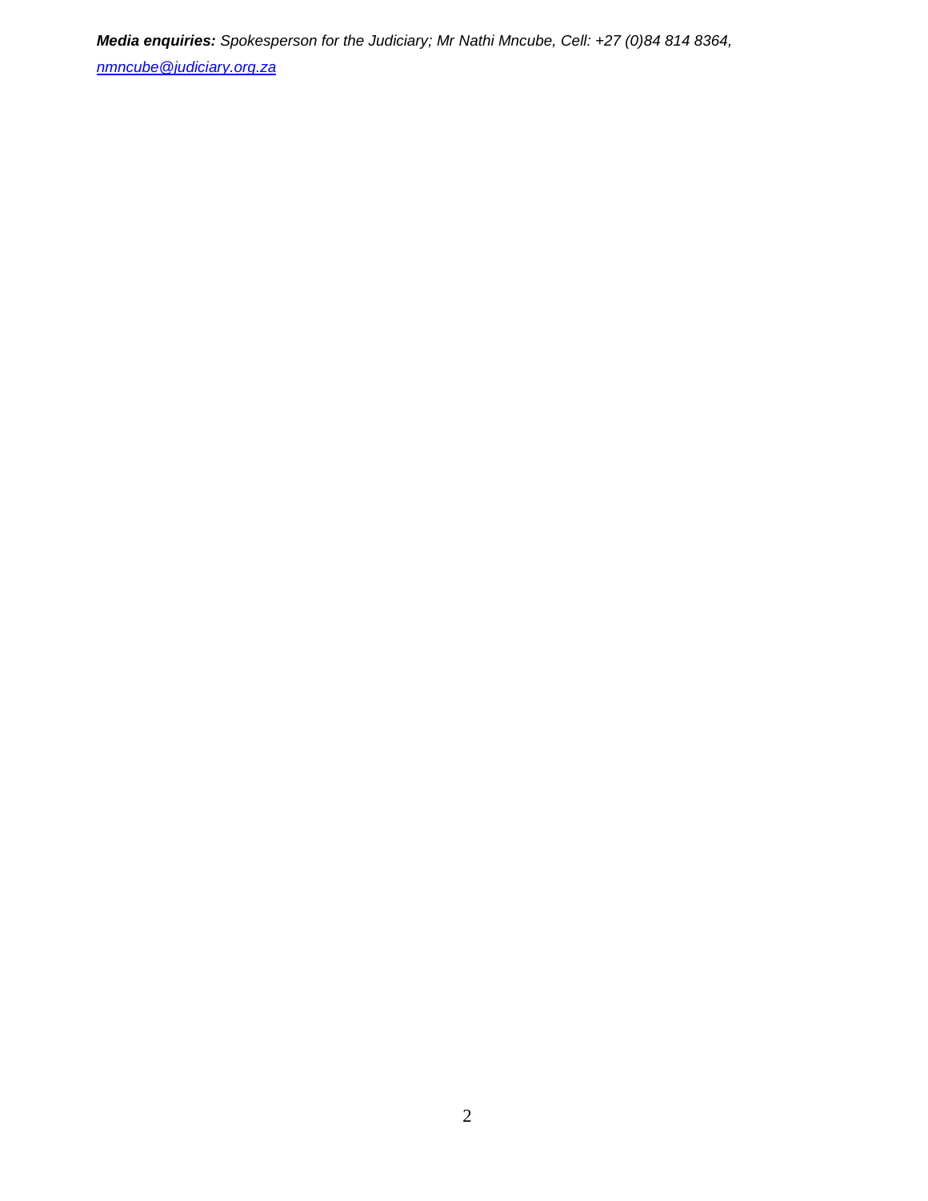***Media enquiries:*** *Spokesperson for the Judiciary; Mr Nathi Mncube, Cell: +27 (0)84 814 8364,* *[nmncube@judiciary.org.za](mailto:nmncube@judiciary.org.za)*